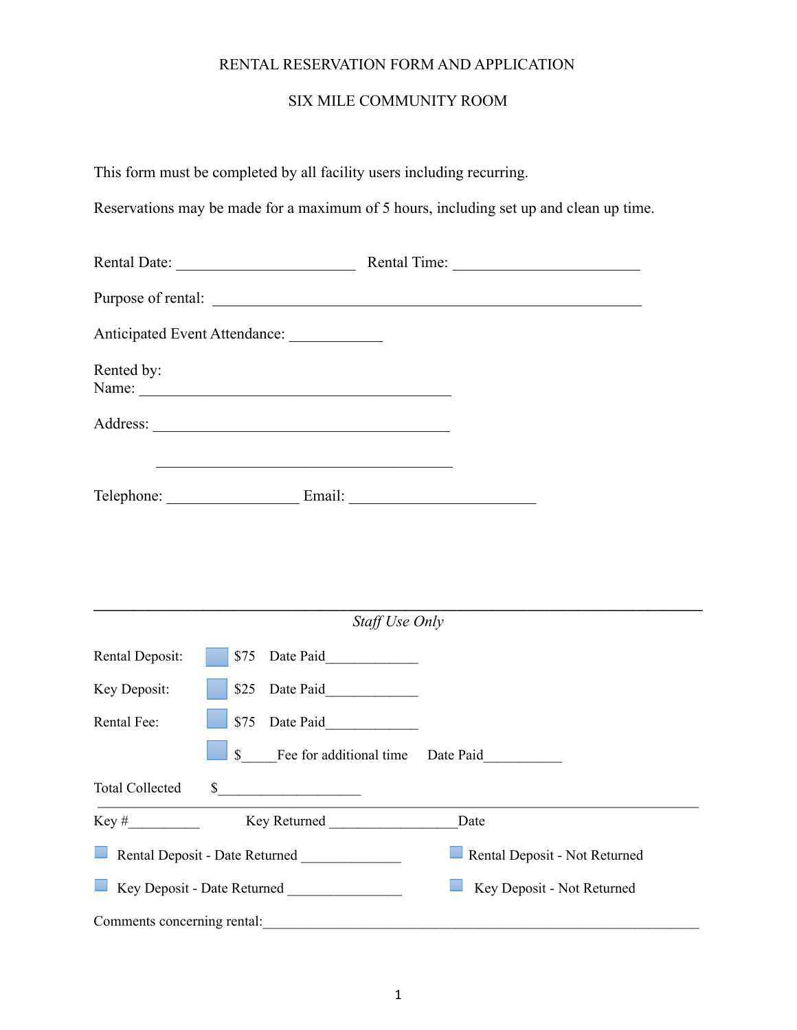# RENTAL RESERVATION FORM AND APPLICATION

## SIX MILE COMMUNITY ROOM

This form must be completed by all facility users including recurring.

Reservations may be made for a maximum of 5 hours, including set up and clean up time.

Rental Date: _______________________ Rental Time: ________________________

Purpose of rental: _______________________________________________________

Anticipated Event Attendance: ____________

Rented by:
Name: ________________________________________

Address: ______________________________________

______________________________________

Telephone: _________________ Email: ________________________

---

*Staff Use Only*

Rental Deposit: ☐ $75 Date Paid____________

Key Deposit: ☐ $25 Date Paid____________

Rental Fee: ☐ $75 Date Paid____________

☐ $_____Fee for additional time Date Paid__________

Total Collected $__________________

---

Key #_________ Key Returned _________________Date

☐ Rental Deposit - Date Returned _____________ ☐ Rental Deposit - Not Returned

☐ Key Deposit - Date Returned _______________ ☐ Key Deposit - Not Returned

Comments concerning rental:_______________________________________________________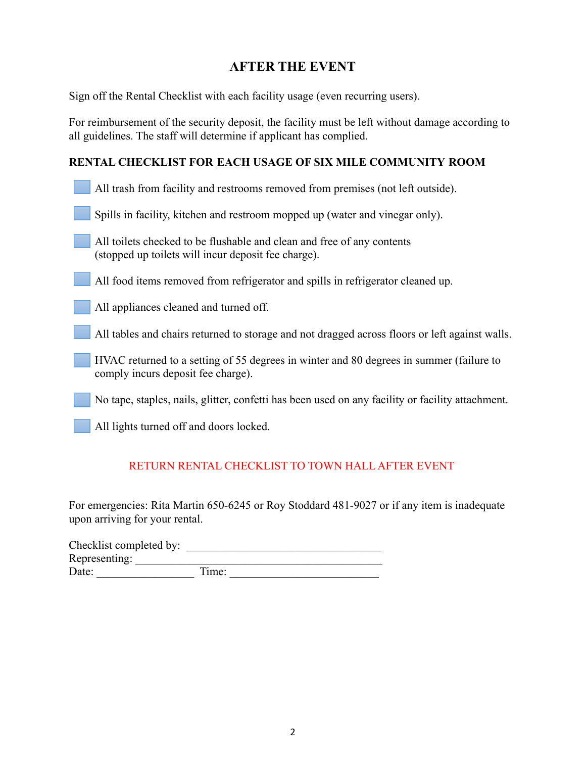## AFTER THE EVENT

Sign off the Rental Checklist with each facility usage (even recurring users).

For reimbursement of the security deposit, the facility must be left without damage according to all guidelines. The staff will determine if applicant has complied.

### RENTAL CHECKLIST FOR EACH USAGE OF SIX MILE COMMUNITY ROOM

- [ ] All trash from facility and restrooms removed from premises (not left outside).
- [ ] Spills in facility, kitchen and restroom mopped up (water and vinegar only).
- [ ] All toilets checked to be flushable and clean and free of any contents (stopped up toilets will incur deposit fee charge).
- [ ] All food items removed from refrigerator and spills in refrigerator cleaned up.
- [ ] All appliances cleaned and turned off.
- [ ] All tables and chairs returned to storage and not dragged across floors or left against walls.
- [ ] HVAC returned to a setting of 55 degrees in winter and 80 degrees in summer (failure to comply incurs deposit fee charge).
- [ ] No tape, staples, nails, glitter, confetti has been used on any facility or facility attachment.
- [ ] All lights turned off and doors locked.

RETURN RENTAL CHECKLIST TO TOWN HALL AFTER EVENT

For emergencies: Rita Martin 650-6245 or Roy Stoddard 481-9027 or if any item is inadequate upon arriving for your rental.

Checklist completed by: ___________________________________
Representing: ____________________________________________
Date: _________________ Time: __________________________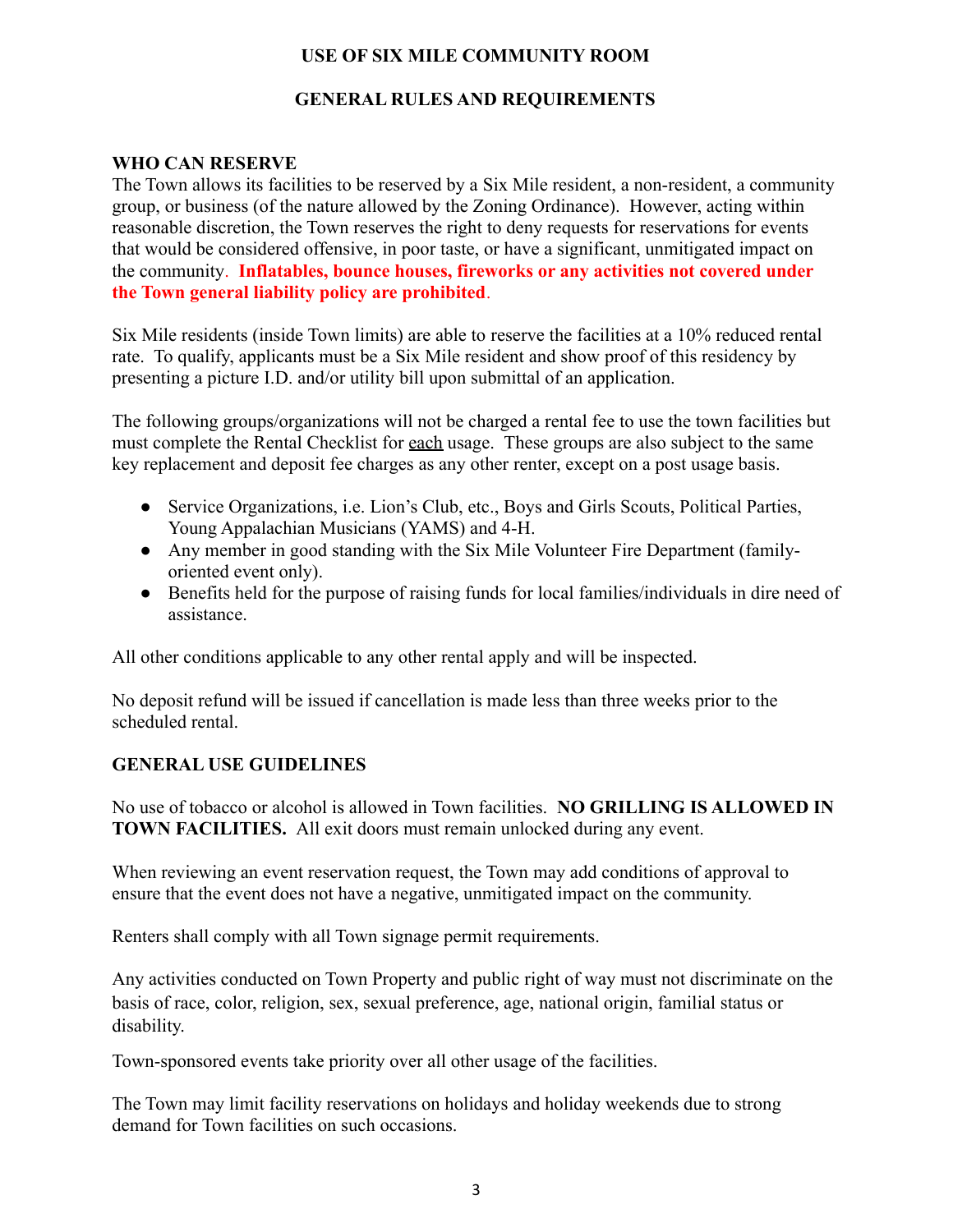# USE OF SIX MILE COMMUNITY ROOM

## GENERAL RULES AND REQUIREMENTS

### WHO CAN RESERVE

The Town allows its facilities to be reserved by a Six Mile resident, a non-resident, a community group, or business (of the nature allowed by the Zoning Ordinance). However, acting within reasonable discretion, the Town reserves the right to deny requests for reservations for events that would be considered offensive, in poor taste, or have a significant, unmitigated impact on the community. **Inflatables, bounce houses, fireworks or any activities not covered under the Town general liability policy are prohibited**.

Six Mile residents (inside Town limits) are able to reserve the facilities at a 10% reduced rental rate. To qualify, applicants must be a Six Mile resident and show proof of this residency by presenting a picture I.D. and/or utility bill upon submittal of an application.

The following groups/organizations will not be charged a rental fee to use the town facilities but must complete the Rental Checklist for <u>each</u> usage. These groups are also subject to the same key replacement and deposit fee charges as any other renter, except on a post usage basis.

- Service Organizations, i.e. Lion's Club, etc., Boys and Girls Scouts, Political Parties, Young Appalachian Musicians (YAMS) and 4-H.
- Any member in good standing with the Six Mile Volunteer Fire Department (family-oriented event only).
- Benefits held for the purpose of raising funds for local families/individuals in dire need of assistance.

All other conditions applicable to any other rental apply and will be inspected.

No deposit refund will be issued if cancellation is made less than three weeks prior to the scheduled rental.

### GENERAL USE GUIDELINES

No use of tobacco or alcohol is allowed in Town facilities. **NO GRILLING IS ALLOWED IN TOWN FACILITIES.** All exit doors must remain unlocked during any event.

When reviewing an event reservation request, the Town may add conditions of approval to ensure that the event does not have a negative, unmitigated impact on the community.

Renters shall comply with all Town signage permit requirements.

Any activities conducted on Town Property and public right of way must not discriminate on the basis of race, color, religion, sex, sexual preference, age, national origin, familial status or disability.

Town-sponsored events take priority over all other usage of the facilities.

The Town may limit facility reservations on holidays and holiday weekends due to strong demand for Town facilities on such occasions.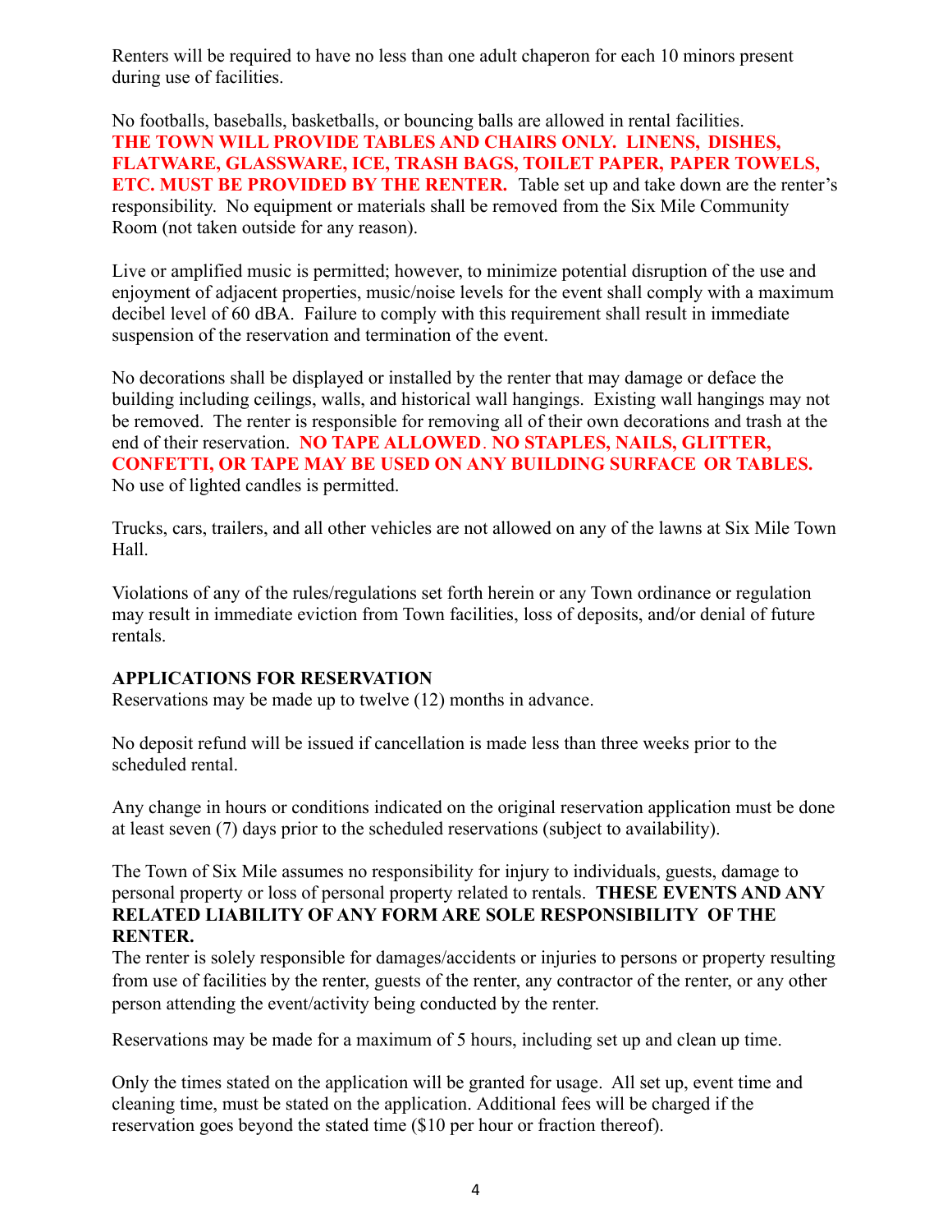Renters will be required to have no less than one adult chaperon for each 10 minors present during use of facilities.

No footballs, baseballs, basketballs, or bouncing balls are allowed in rental facilities. **THE TOWN WILL PROVIDE TABLES AND CHAIRS ONLY. LINENS, DISHES, FLATWARE, GLASSWARE, ICE, TRASH BAGS, TOILET PAPER, PAPER TOWELS, ETC. MUST BE PROVIDED BY THE RENTER.** Table set up and take down are the renter's responsibility. No equipment or materials shall be removed from the Six Mile Community Room (not taken outside for any reason).

Live or amplified music is permitted; however, to minimize potential disruption of the use and enjoyment of adjacent properties, music/noise levels for the event shall comply with a maximum decibel level of 60 dBA. Failure to comply with this requirement shall result in immediate suspension of the reservation and termination of the event.

No decorations shall be displayed or installed by the renter that may damage or deface the building including ceilings, walls, and historical wall hangings. Existing wall hangings may not be removed. The renter is responsible for removing all of their own decorations and trash at the end of their reservation. **NO TAPE ALLOWED. NO STAPLES, NAILS, GLITTER, CONFETTI, OR TAPE MAY BE USED ON ANY BUILDING SURFACE OR TABLES.** No use of lighted candles is permitted.

Trucks, cars, trailers, and all other vehicles are not allowed on any of the lawns at Six Mile Town Hall.

Violations of any of the rules/regulations set forth herein or any Town ordinance or regulation may result in immediate eviction from Town facilities, loss of deposits, and/or denial of future rentals.

**APPLICATIONS FOR RESERVATION**

Reservations may be made up to twelve (12) months in advance.

No deposit refund will be issued if cancellation is made less than three weeks prior to the scheduled rental.

Any change in hours or conditions indicated on the original reservation application must be done at least seven (7) days prior to the scheduled reservations (subject to availability).

The Town of Six Mile assumes no responsibility for injury to individuals, guests, damage to personal property or loss of personal property related to rentals. **THESE EVENTS AND ANY RELATED LIABILITY OF ANY FORM ARE SOLE RESPONSIBILITY OF THE RENTER.**

The renter is solely responsible for damages/accidents or injuries to persons or property resulting from use of facilities by the renter, guests of the renter, any contractor of the renter, or any other person attending the event/activity being conducted by the renter.

Reservations may be made for a maximum of 5 hours, including set up and clean up time.

Only the times stated on the application will be granted for usage. All set up, event time and cleaning time, must be stated on the application. Additional fees will be charged if the reservation goes beyond the stated time ($10 per hour or fraction thereof).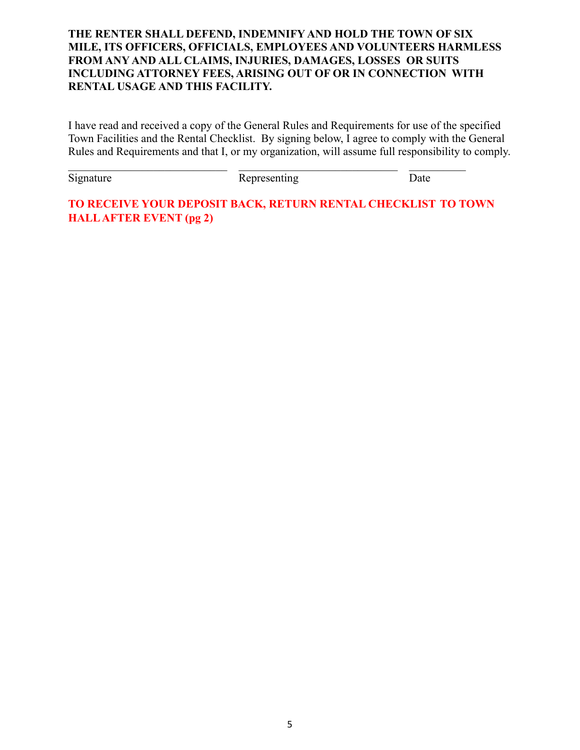**THE RENTER SHALL DEFEND, INDEMNIFY AND HOLD THE TOWN OF SIX MILE, ITS OFFICERS, OFFICIALS, EMPLOYEES AND VOLUNTEERS HARMLESS FROM ANY AND ALL CLAIMS, INJURIES, DAMAGES, LOSSES OR SUITS INCLUDING ATTORNEY FEES, ARISING OUT OF OR IN CONNECTION WITH RENTAL USAGE AND THIS FACILITY.**

I have read and received a copy of the General Rules and Requirements for use of the specified Town Facilities and the Rental Checklist. By signing below, I agree to comply with the General Rules and Requirements and that I, or my organization, will assume full responsibility to comply.

| | | |
|---|---|---|
| ____________________________ | ____________________________ | __________ |
| Signature | Representing | Date |

**TO RECEIVE YOUR DEPOSIT BACK, RETURN RENTAL CHECKLIST TO TOWN HALL AFTER EVENT (pg 2)**